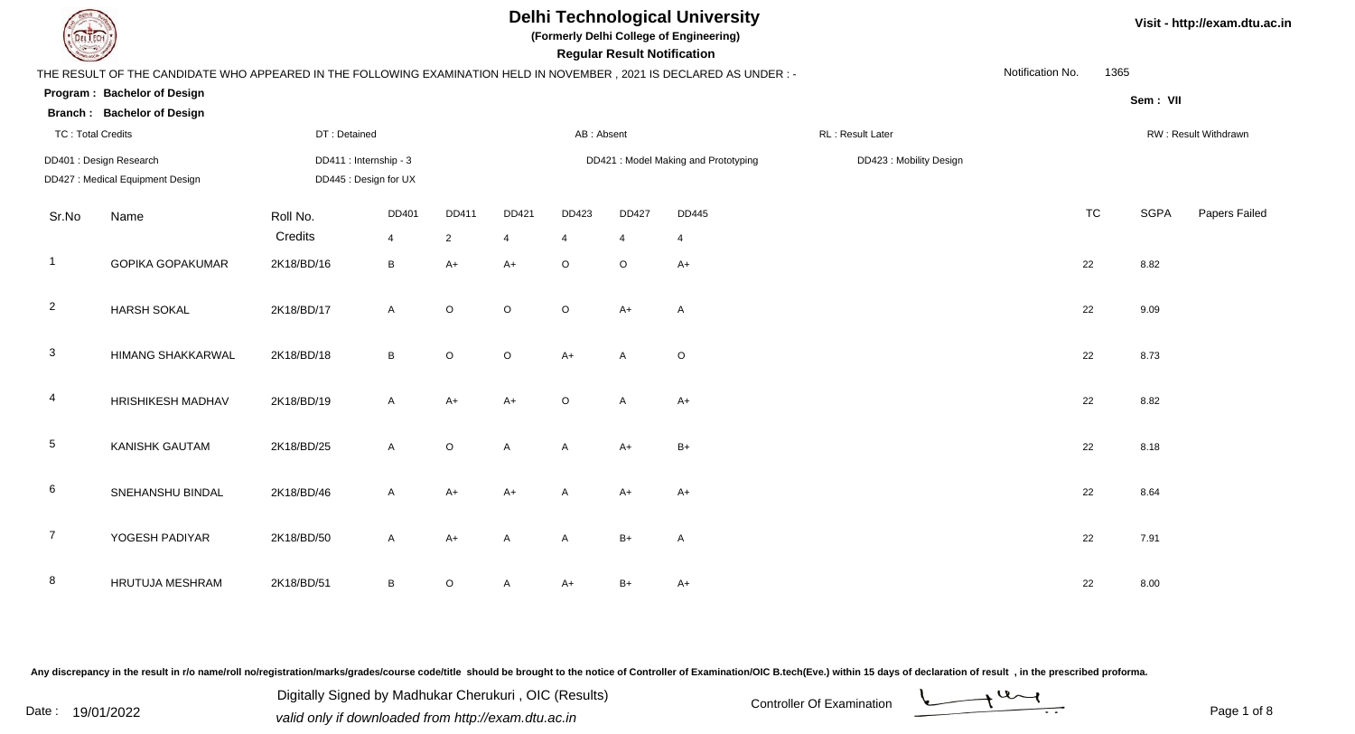# Delhi Technological University

**(Formerly Delhi College of Engineering)**

**Regular Result Notification**

Visit - http://exam.dtu.ac.in

THE RESULT OF THE CANDIDATE WHO APPEARED IN THE FOLLOWING EXAMINATION HELD IN NOVEMBER , 2021 IS DECLARED AS UNDER : -

Notification No. 1365

**Program : Bachelor of Design**

**Branch : Bachelor of Design**

**Sem : VII**

TC : Total Credits | DT : Detained | AB : Absent | RL : Result Later | RW : Result Withdrawn

DD401 : Design Research
DD411 : Internship - 3
DD421 : Model Making and Prototyping
DD423 : Mobility Design
DD427 : Medical Equipment Design
DD445 : Design for UX

| Sr.No | Name | Roll No. | DD401 | DD411 | DD421 | DD423 | DD427 | DD445 | TC | SGPA | Papers Failed |
|---|---|---|---|---|---|---|---|---|---|---|---|
| | | Credits | 4 | 2 | 4 | 4 | 4 | 4 | | | |
| 1 | GOPIKA GOPAKUMAR | 2K18/BD/16 | B | A+ | A+ | O | O | A+ | 22 | 8.82 | |
| 2 | HARSH SOKAL | 2K18/BD/17 | A | O | O | O | A+ | A | 22 | 9.09 | |
| 3 | HIMANG SHAKKARWAL | 2K18/BD/18 | B | O | O | A+ | A | O | 22 | 8.73 | |
| 4 | HRISHIKESH MADHAV | 2K18/BD/19 | A | A+ | A+ | O | A | A+ | 22 | 8.82 | |
| 5 | KANISHK GAUTAM | 2K18/BD/25 | A | O | A | A | A+ | B+ | 22 | 8.18 | |
| 6 | SNEHANSHU BINDAL | 2K18/BD/46 | A | A+ | A+ | A | A+ | A+ | 22 | 8.64 | |
| 7 | YOGESH PADIYAR | 2K18/BD/50 | A | A+ | A | A | B+ | A | 22 | 7.91 | |
| 8 | HRUTUJA MESHRAM | 2K18/BD/51 | B | O | A | A+ | B+ | A+ | 22 | 8.00 | |

Any discrepancy in the result in r/o name/roll no/registration/marks/grades/course code/title should be brought to the notice of Controller of Examination/OIC B.tech(Eve.) within 15 days of declaration of result , in the prescribed proforma.

Date : 19/01/2022

Digitally Signed by Madhukar Cherukuri , OIC (Results)
*valid only if downloaded from http://exam.dtu.ac.in*

Controller Of Examination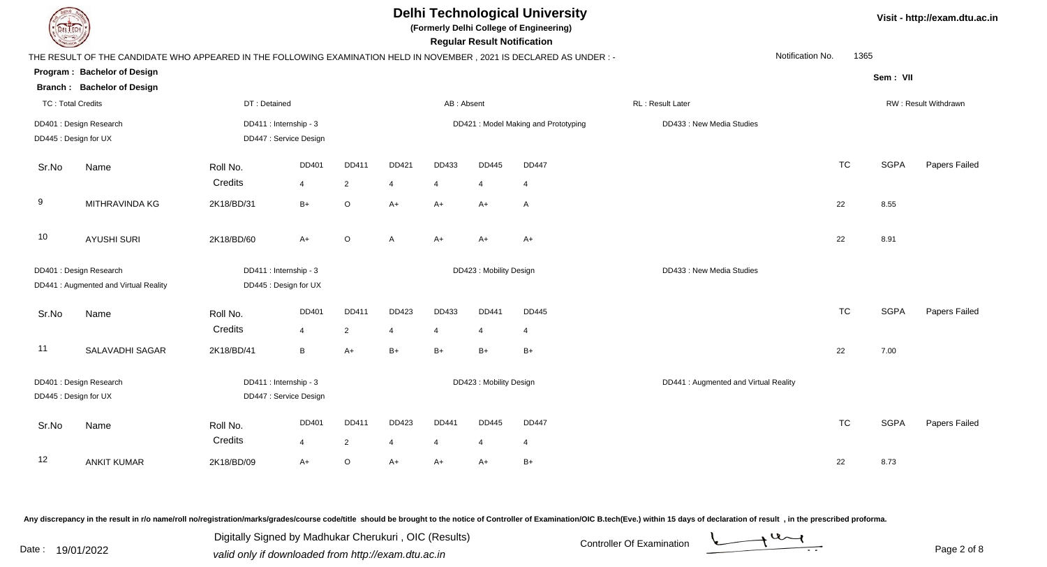# Delhi Technological University

**(Formerly Delhi College of Engineering)**

**Regular Result Notification**

Visit - http://exam.dtu.ac.in

THE RESULT OF THE CANDIDATE WHO APPEARED IN THE FOLLOWING EXAMINATION HELD IN NOVEMBER , 2021 IS DECLARED AS UNDER : -

Notification No. 1365

**Program : Bachelor of Design**

**Sem : VII**

**Branch : Bachelor of Design**

TC : Total Credits | DT : Detained | AB : Absent | RL : Result Later | RW : Result Withdrawn

DD401 : Design Research | DD411 : Internship - 3 | DD421 : Model Making and Prototyping | DD433 : New Media Studies | DD445 : Design for UX | DD447 : Service Design

| Sr.No | Name | Roll No. | DD401 | DD411 | DD421 | DD433 | DD445 | DD447 | TC | SGPA | Papers Failed |
|---|---|---|---|---|---|---|---|---|---|---|---|
| | | Credits | 4 | 2 | 4 | 4 | 4 | 4 | | | |
| 9 | MITHRAVINDA KG | 2K18/BD/31 | B+ | O | A+ | A+ | A+ | A | 22 | 8.55 | |
| 10 | AYUSHI SURI | 2K18/BD/60 | A+ | O | A | A+ | A+ | A+ | 22 | 8.91 | |

DD401 : Design Research | DD411 : Internship - 3 | DD423 : Mobility Design | DD433 : New Media Studies | DD441 : Augmented and Virtual Reality | DD445 : Design for UX

| Sr.No | Name | Roll No. | DD401 | DD411 | DD423 | DD433 | DD441 | DD445 | TC | SGPA | Papers Failed |
|---|---|---|---|---|---|---|---|---|---|---|---|
| | | Credits | 4 | 2 | 4 | 4 | 4 | 4 | | | |
| 11 | SALAVADHI SAGAR | 2K18/BD/41 | B | A+ | B+ | B+ | B+ | B+ | 22 | 7.00 | |

DD401 : Design Research | DD411 : Internship - 3 | DD423 : Mobility Design | DD441 : Augmented and Virtual Reality | DD445 : Design for UX | DD447 : Service Design

| Sr.No | Name | Roll No. | DD401 | DD411 | DD423 | DD441 | DD445 | DD447 | TC | SGPA | Papers Failed |
|---|---|---|---|---|---|---|---|---|---|---|---|
| | | Credits | 4 | 2 | 4 | 4 | 4 | 4 | | | |
| 12 | ANKIT KUMAR | 2K18/BD/09 | A+ | O | A+ | A+ | A+ | B+ | 22 | 8.73 | |

Any discrepancy in the result in r/o name/roll no/registration/marks/grades/course code/title should be brought to the notice of Controller of Examination/OIC B.tech(Eve.) within 15 days of declaration of result , in the prescribed proforma.

Date : 19/01/2022

Digitally Signed by Madhukar Cherukuri , OIC (Results)
*valid only if downloaded from http://exam.dtu.ac.in*

Controller Of Examination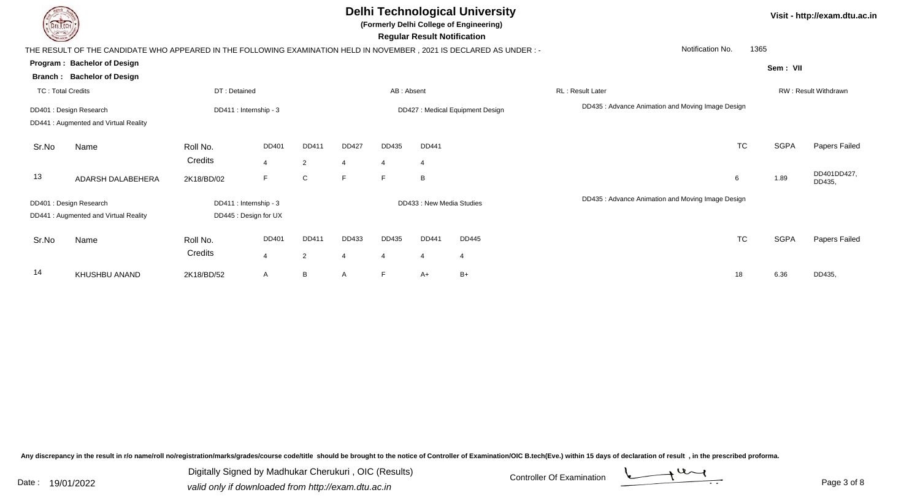# Delhi Technological University

**(Formerly Delhi College of Engineering)**

**Regular Result Notification**

Visit - http://exam.dtu.ac.in

THE RESULT OF THE CANDIDATE WHO APPEARED IN THE FOLLOWING EXAMINATION HELD IN NOVEMBER , 2021 IS DECLARED AS UNDER : -

Notification No. 1365

**Program : Bachelor of Design**

**Branch : Bachelor of Design**

Sem : VII

TC : Total Credits | DT : Detained | AB : Absent | RL : Result Later | RW : Result Withdrawn

DD401 : Design Research
DD411 : Internship - 3
DD427 : Medical Equipment Design
DD435 : Advance Animation and Moving Image Design
DD441 : Augmented and Virtual Reality

| Sr.No | Name | Roll No. | DD401 | DD411 | DD427 | DD435 | DD441 | TC | SGPA | Papers Failed |
|---|---|---|---|---|---|---|---|---|---|---|
| | | Credits | 4 | 2 | 4 | 4 | 4 | | | |
| 13 | ADARSH DALABEHERA | 2K18/BD/02 | F | C | F | F | B | 6 | 1.89 | DD401DD427, DD435, |

DD401 : Design Research
DD411 : Internship - 3
DD433 : New Media Studies
DD435 : Advance Animation and Moving Image Design
DD441 : Augmented and Virtual Reality
DD445 : Design for UX

| Sr.No | Name | Roll No. | DD401 | DD411 | DD433 | DD435 | DD441 | DD445 | TC | SGPA | Papers Failed |
|---|---|---|---|---|---|---|---|---|---|---|---|
| | | Credits | 4 | 2 | 4 | 4 | 4 | 4 | | | |
| 14 | KHUSHBU ANAND | 2K18/BD/52 | A | B | A | F | A+ | B+ | 18 | 6.36 | DD435, |

Any discrepancy in the result in r/o name/roll no/registration/marks/grades/course code/title should be brought to the notice of Controller of Examination/OIC B.tech(Eve.) within 15 days of declaration of result , in the prescribed proforma.

Date : 19/01/2022

Digitally Signed by Madhukar Cherukuri , OIC (Results)
valid only if downloaded from http://exam.dtu.ac.in

Controller Of Examination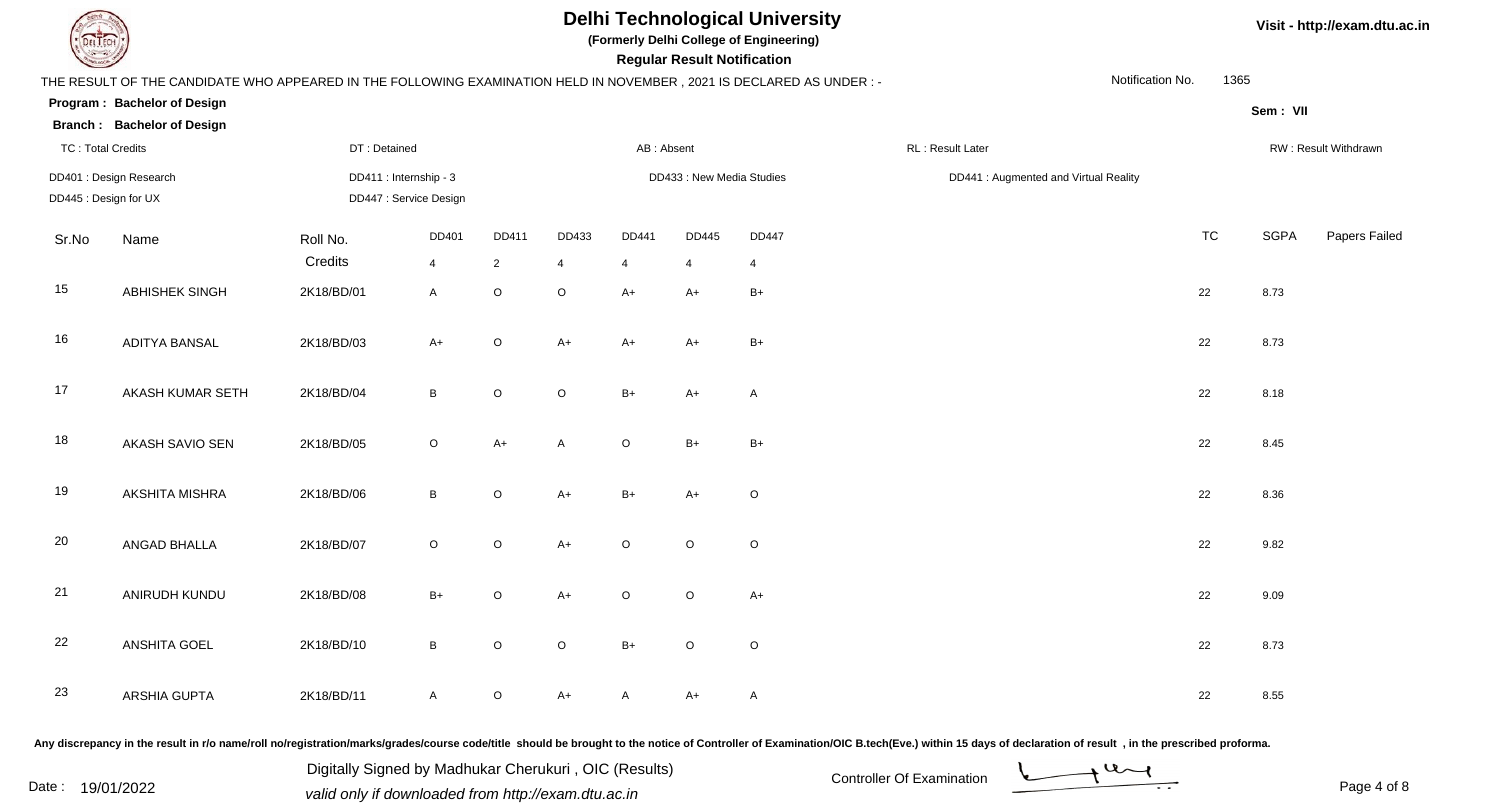# Delhi Technological University

**(Formerly Delhi College of Engineering)**

**Regular Result Notification**

Visit - http://exam.dtu.ac.in

THE RESULT OF THE CANDIDATE WHO APPEARED IN THE FOLLOWING EXAMINATION HELD IN NOVEMBER , 2021 IS DECLARED AS UNDER : -

Notification No. 1365

**Program : Bachelor of Design**

**Branch : Bachelor of Design**

Sem : VII

TC : Total Credits | DT : Detained | AB : Absent | RL : Result Later | RW : Result Withdrawn

DD401 : Design Research | DD411 : Internship - 3 | DD433 : New Media Studies | DD441 : Augmented and Virtual Reality | DD445 : Design for UX | DD447 : Service Design

| Sr.No | Name | Roll No. | DD401 | DD411 | DD433 | DD441 | DD445 | DD447 | TC | SGPA | Papers Failed |
|---|---|---|---|---|---|---|---|---|---|---|---|
| | | Credits | 4 | 2 | 4 | 4 | 4 | 4 | | | |
| 15 | ABHISHEK SINGH | 2K18/BD/01 | A | O | O | A+ | A+ | B+ | 22 | 8.73 | |
| 16 | ADITYA BANSAL | 2K18/BD/03 | A+ | O | A+ | A+ | A+ | B+ | 22 | 8.73 | |
| 17 | AKASH KUMAR SETH | 2K18/BD/04 | B | O | O | B+ | A+ | A | 22 | 8.18 | |
| 18 | AKASH SAVIO SEN | 2K18/BD/05 | O | A+ | A | O | B+ | B+ | 22 | 8.45 | |
| 19 | AKSHITA MISHRA | 2K18/BD/06 | B | O | A+ | B+ | A+ | O | 22 | 8.36 | |
| 20 | ANGAD BHALLA | 2K18/BD/07 | O | O | A+ | O | O | O | 22 | 9.82 | |
| 21 | ANIRUDH KUNDU | 2K18/BD/08 | B+ | O | A+ | O | O | A+ | 22 | 9.09 | |
| 22 | ANSHITA GOEL | 2K18/BD/10 | B | O | O | B+ | O | O | 22 | 8.73 | |
| 23 | ARSHIA GUPTA | 2K18/BD/11 | A | O | A+ | A | A+ | A | 22 | 8.55 | |

Any discrepancy in the result in r/o name/roll no/registration/marks/grades/course code/title should be brought to the notice of Controller of Examination/OIC B.tech(Eve.) within 15 days of declaration of result , in the prescribed proforma.

Date : 19/01/2022

Digitally Signed by Madhukar Cherukuri , OIC (Results)

valid only if downloaded from http://exam.dtu.ac.in

Controller Of Examination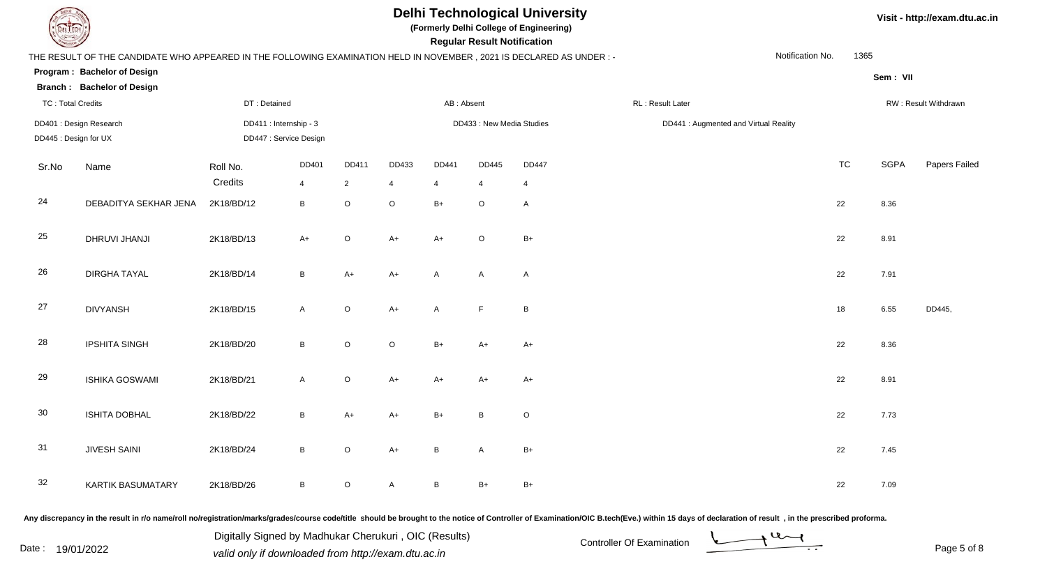# Delhi Technological University

**(Formerly Delhi College of Engineering)**

**Regular Result Notification**

Visit - http://exam.dtu.ac.in

THE RESULT OF THE CANDIDATE WHO APPEARED IN THE FOLLOWING EXAMINATION HELD IN NOVEMBER , 2021 IS DECLARED AS UNDER : -

Notification No. 1365

**Program : Bachelor of Design**

**Branch : Bachelor of Design**

Sem : VII

TC : Total Credits | DT : Detained | AB : Absent | RL : Result Later | RW : Result Withdrawn

DD401 : Design Research | DD411 : Internship - 3 | DD433 : New Media Studies | DD441 : Augmented and Virtual Reality

DD445 : Design for UX | DD447 : Service Design

| Sr.No | Name | Roll No. | DD401 | DD411 | DD433 | DD441 | DD445 | DD447 | TC | SGPA | Papers Failed |
|---|---|---|---|---|---|---|---|---|---|---|---|
| | | Credits | 4 | 2 | 4 | 4 | 4 | 4 | | | |
| 24 | DEBADITYA SEKHAR JENA | 2K18/BD/12 | B | O | O | B+ | O | A | 22 | 8.36 | |
| 25 | DHRUVI JHANJI | 2K18/BD/13 | A+ | O | A+ | A+ | O | B+ | 22 | 8.91 | |
| 26 | DIRGHA TAYAL | 2K18/BD/14 | B | A+ | A+ | A | A | A | 22 | 7.91 | |
| 27 | DIVYANSH | 2K18/BD/15 | A | O | A+ | A | F | B | 18 | 6.55 | DD445, |
| 28 | IPSHITA SINGH | 2K18/BD/20 | B | O | O | B+ | A+ | A+ | 22 | 8.36 | |
| 29 | ISHIKA GOSWAMI | 2K18/BD/21 | A | O | A+ | A+ | A+ | A+ | 22 | 8.91 | |
| 30 | ISHITA DOBHAL | 2K18/BD/22 | B | A+ | A+ | B+ | B | O | 22 | 7.73 | |
| 31 | JIVESH SAINI | 2K18/BD/24 | B | O | A+ | B | A | B+ | 22 | 7.45 | |
| 32 | KARTIK BASUMATARY | 2K18/BD/26 | B | O | A | B | B+ | B+ | 22 | 7.09 | |

**Any discrepancy in the result in r/o name/roll no/registration/marks/grades/course code/title should be brought to the notice of Controller of Examination/OIC B.tech(Eve.) within 15 days of declaration of result , in the prescribed proforma.**

Date : 19/01/2022

Digitally Signed by Madhukar Cherukuri , OIC (Results)
*valid only if downloaded from http://exam.dtu.ac.in*

Controller Of Examination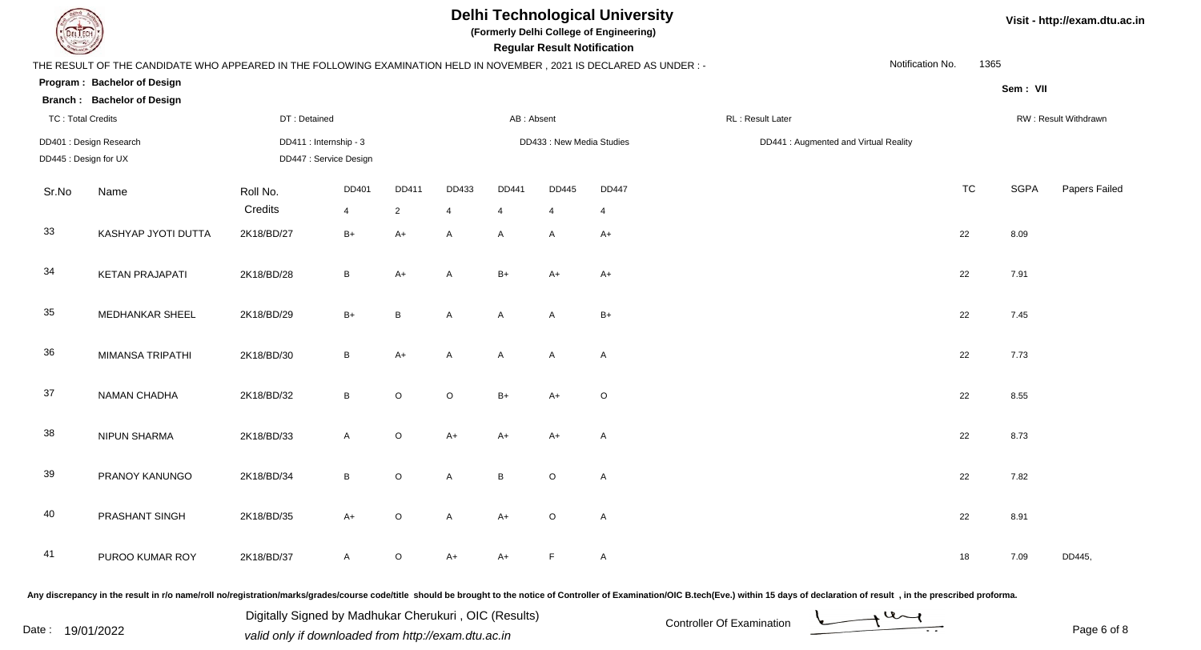# Delhi Technological University

**(Formerly Delhi College of Engineering)**

**Regular Result Notification**

Visit - http://exam.dtu.ac.in

THE RESULT OF THE CANDIDATE WHO APPEARED IN THE FOLLOWING EXAMINATION HELD IN NOVEMBER , 2021 IS DECLARED AS UNDER : -

Notification No. 1365

**Program : Bachelor of Design**

**Branch : Bachelor of Design**

Sem : VII

TC : Total Credits | DT : Detained | AB : Absent | RL : Result Later | RW : Result Withdrawn

DD401 : Design Research | DD411 : Internship - 3 | DD433 : New Media Studies | DD441 : Augmented and Virtual Reality | DD445 : Design for UX | DD447 : Service Design

| Sr.No | Name | Roll No. | DD401 | DD411 | DD433 | DD441 | DD445 | DD447 | TC | SGPA | Papers Failed |
|---|---|---|---|---|---|---|---|---|---|---|---|
| | | Credits | 4 | 2 | 4 | 4 | 4 | 4 | | | |
| 33 | KASHYAP JYOTI DUTTA | 2K18/BD/27 | B+ | A+ | A | A | A | A+ | 22 | 8.09 | |
| 34 | KETAN PRAJAPATI | 2K18/BD/28 | B | A+ | A | B+ | A+ | A+ | 22 | 7.91 | |
| 35 | MEDHANKAR SHEEL | 2K18/BD/29 | B+ | B | A | A | A | B+ | 22 | 7.45 | |
| 36 | MIMANSA TRIPATHI | 2K18/BD/30 | B | A+ | A | A | A | A | 22 | 7.73 | |
| 37 | NAMAN CHADHA | 2K18/BD/32 | B | O | O | B+ | A+ | O | 22 | 8.55 | |
| 38 | NIPUN SHARMA | 2K18/BD/33 | A | O | A+ | A+ | A+ | A | 22 | 8.73 | |
| 39 | PRANOY KANUNGO | 2K18/BD/34 | B | O | A | B | O | A | 22 | 7.82 | |
| 40 | PRASHANT SINGH | 2K18/BD/35 | A+ | O | A | A+ | O | A | 22 | 8.91 | |
| 41 | PUROO KUMAR ROY | 2K18/BD/37 | A | O | A+ | A+ | F | A | 18 | 7.09 | DD445, |

Any discrepancy in the result in r/o name/roll no/registration/marks/grades/course code/title should be brought to the notice of Controller of Examination/OIC B.tech(Eve.) within 15 days of declaration of result , in the prescribed proforma.

Date : 19/01/2022

Digitally Signed by Madhukar Cherukuri , OIC (Results)
valid only if downloaded from http://exam.dtu.ac.in

Controller Of Examination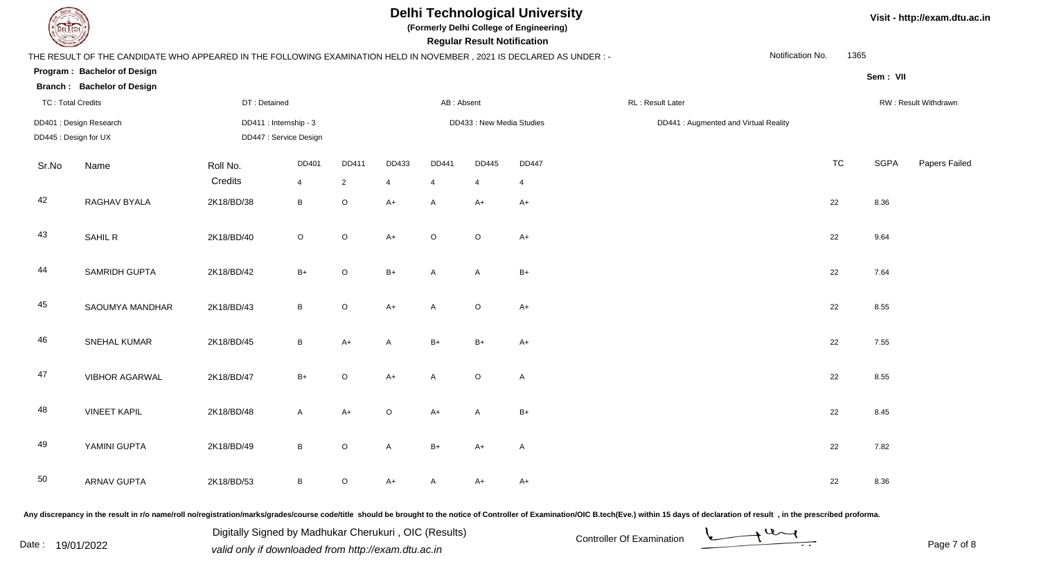# Delhi Technological University

**(Formerly Delhi College of Engineering)**

**Regular Result Notification**

Visit - http://exam.dtu.ac.in

THE RESULT OF THE CANDIDATE WHO APPEARED IN THE FOLLOWING EXAMINATION HELD IN NOVEMBER , 2021 IS DECLARED AS UNDER : -

Notification No. 1365

**Program : Bachelor of Design**

**Branch : Bachelor of Design**

Sem : VII

TC : Total Credits | DT : Detained | AB : Absent | RL : Result Later | RW : Result Withdrawn

DD401 : Design Research | DD411 : Internship - 3 | DD433 : New Media Studies | DD441 : Augmented and Virtual Reality

DD445 : Design for UX | DD447 : Service Design

| Sr.No | Name | Roll No. | DD401 | DD411 | DD433 | DD441 | DD445 | DD447 | TC | SGPA | Papers Failed |
|---|---|---|---|---|---|---|---|---|---|---|---|
| | | Credits | 4 | 2 | 4 | 4 | 4 | 4 | | | |
| 42 | RAGHAV BYALA | 2K18/BD/38 | B | O | A+ | A | A+ | A+ | 22 | 8.36 | |
| 43 | SAHIL R | 2K18/BD/40 | O | O | A+ | O | O | A+ | 22 | 9.64 | |
| 44 | SAMRIDH GUPTA | 2K18/BD/42 | B+ | O | B+ | A | A | B+ | 22 | 7.64 | |
| 45 | SAOUMYA MANDHAR | 2K18/BD/43 | B | O | A+ | A | O | A+ | 22 | 8.55 | |
| 46 | SNEHAL KUMAR | 2K18/BD/45 | B | A+ | A | B+ | B+ | A+ | 22 | 7.55 | |
| 47 | VIBHOR AGARWAL | 2K18/BD/47 | B+ | O | A+ | A | O | A | 22 | 8.55 | |
| 48 | VINEET KAPIL | 2K18/BD/48 | A | A+ | O | A+ | A | B+ | 22 | 8.45 | |
| 49 | YAMINI GUPTA | 2K18/BD/49 | B | O | A | B+ | A+ | A | 22 | 7.82 | |
| 50 | ARNAV GUPTA | 2K18/BD/53 | B | O | A+ | A | A+ | A+ | 22 | 8.36 | |

Any discrepancy in the result in r/o name/roll no/registration/marks/grades/course code/title should be brought to the notice of Controller of Examination/OIC B.tech(Eve.) within 15 days of declaration of result , in the prescribed proforma.

Date : 19/01/2022

Digitally Signed by Madhukar Cherukuri , OIC (Results)
valid only if downloaded from http://exam.dtu.ac.in

Controller Of Examination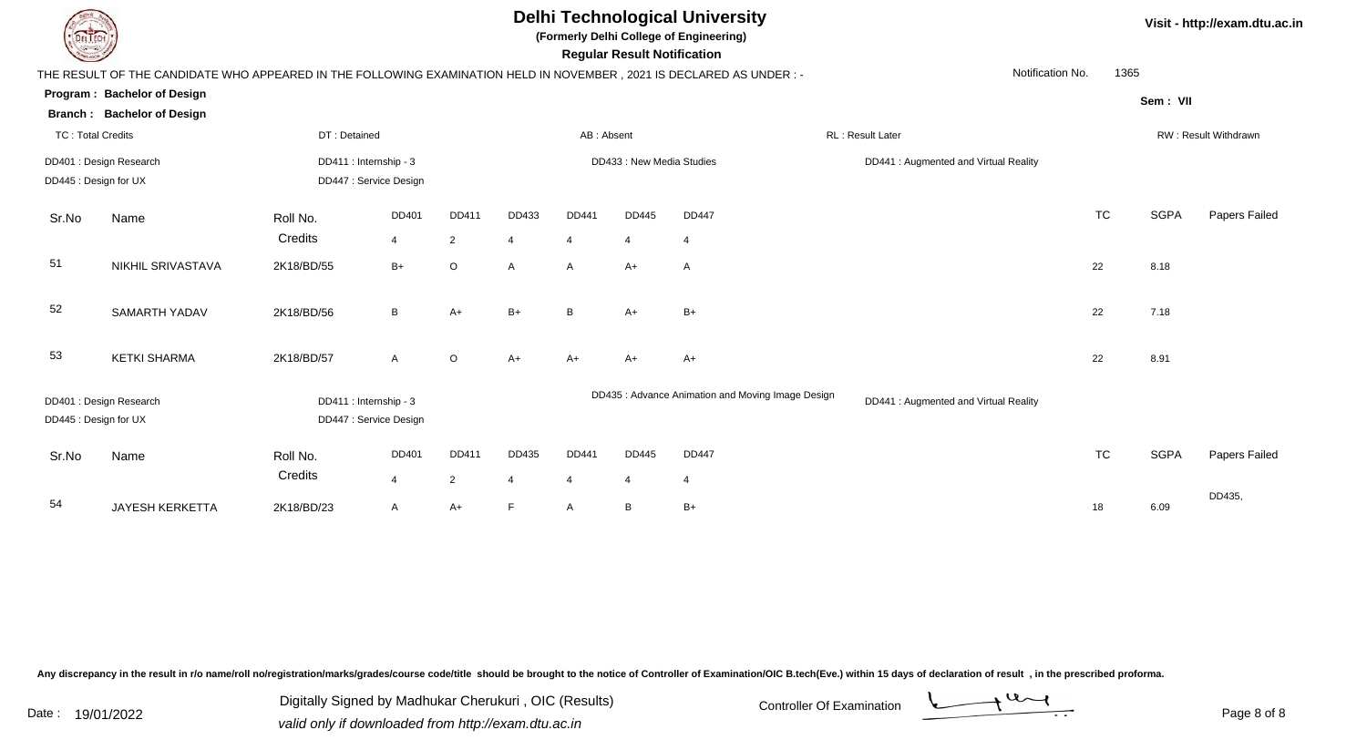# Delhi Technological University

**(Formerly Delhi College of Engineering)**

**Regular Result Notification**

Visit - http://exam.dtu.ac.in

THE RESULT OF THE CANDIDATE WHO APPEARED IN THE FOLLOWING EXAMINATION HELD IN NOVEMBER , 2021 IS DECLARED AS UNDER : -

Notification No. 1365

**Program : Bachelor of Design**

**Branch : Bachelor of Design**

Sem : VII

TC : Total Credits | DT : Detained | AB : Absent | RL : Result Later | RW : Result Withdrawn

DD401 : Design Research | DD411 : Internship - 3 | DD433 : New Media Studies | DD441 : Augmented and Virtual Reality
DD445 : Design for UX | DD447 : Service Design

| Sr.No | Name | Roll No. | DD401 | DD411 | DD433 | DD441 | DD445 | DD447 | TC | SGPA | Papers Failed |
|---|---|---|---|---|---|---|---|---|---|---|---|
| | | Credits | 4 | 2 | 4 | 4 | 4 | 4 | | | |
| 51 | NIKHIL SRIVASTAVA | 2K18/BD/55 | B+ | O | A | A | A+ | A | 22 | 8.18 | |
| 52 | SAMARTH YADAV | 2K18/BD/56 | B | A+ | B+ | B | A+ | B+ | 22 | 7.18 | |
| 53 | KETKI SHARMA | 2K18/BD/57 | A | O | A+ | A+ | A+ | A+ | 22 | 8.91 | |

DD401 : Design Research | DD411 : Internship - 3 | DD435 : Advance Animation and Moving Image Design | DD441 : Augmented and Virtual Reality
DD445 : Design for UX | DD447 : Service Design

| Sr.No | Name | Roll No. | DD401 | DD411 | DD435 | DD441 | DD445 | DD447 | TC | SGPA | Papers Failed |
|---|---|---|---|---|---|---|---|---|---|---|---|
| | | Credits | 4 | 2 | 4 | 4 | 4 | 4 | | | |
| 54 | JAYESH KERKETTA | 2K18/BD/23 | A | A+ | F | A | B | B+ | 18 | 6.09 | DD435, |

Any discrepancy in the result in r/o name/roll no/registration/marks/grades/course code/title should be brought to the notice of Controller of Examination/OIC B.tech(Eve.) within 15 days of declaration of result , in the prescribed proforma.

Date : 19/01/2022

Digitally Signed by Madhukar Cherukuri , OIC (Results)
*valid only if downloaded from http://exam.dtu.ac.in*

Controller Of Examination